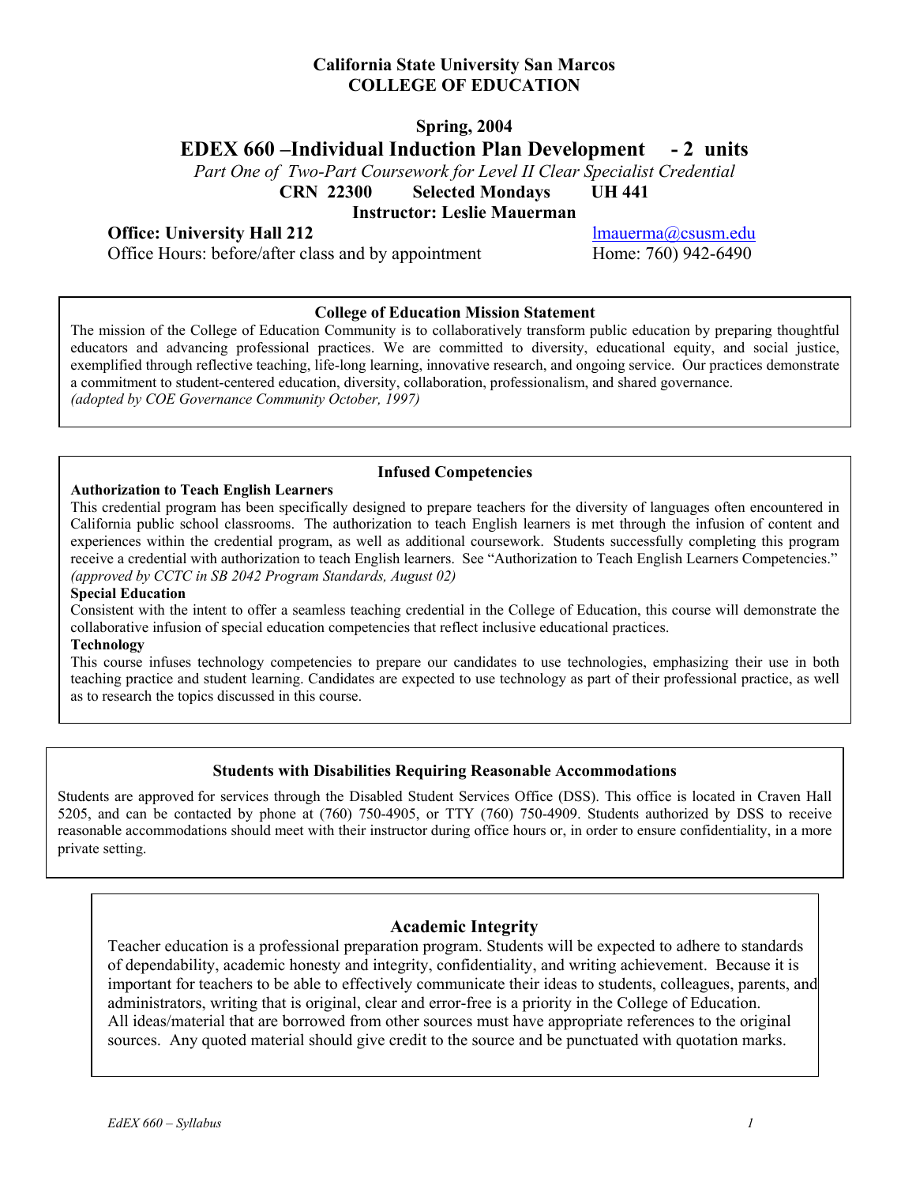**California State University San Marcos**
**COLLEGE OF EDUCATION**

**Spring, 2004**

# EDEX 660 –Individual Induction Plan Development - 2 units

*Part One of Two-Part Coursework for Level II Clear Specialist Credential*

**CRN 22300 Selected Mondays UH 441**

**Instructor: Leslie Mauerman**

**Office: University Hall 212** lmauerma@csusm.edu

Office Hours: before/after class and by appointment Home: 760) 942-6490

### College of Education Mission Statement

The mission of the College of Education Community is to collaboratively transform public education by preparing thoughtful educators and advancing professional practices. We are committed to diversity, educational equity, and social justice, exemplified through reflective teaching, life-long learning, innovative research, and ongoing service. Our practices demonstrate a commitment to student-centered education, diversity, collaboration, professionalism, and shared governance.
*(adopted by COE Governance Community October, 1997)*

### Infused Competencies

**Authorization to Teach English Learners**

This credential program has been specifically designed to prepare teachers for the diversity of languages often encountered in California public school classrooms. The authorization to teach English learners is met through the infusion of content and experiences within the credential program, as well as additional coursework. Students successfully completing this program receive a credential with authorization to teach English learners. See "Authorization to Teach English Learners Competencies." *(approved by CCTC in SB 2042 Program Standards, August 02)*

**Special Education**

Consistent with the intent to offer a seamless teaching credential in the College of Education, this course will demonstrate the collaborative infusion of special education competencies that reflect inclusive educational practices.

**Technology**

This course infuses technology competencies to prepare our candidates to use technologies, emphasizing their use in both teaching practice and student learning. Candidates are expected to use technology as part of their professional practice, as well as to research the topics discussed in this course.

### Students with Disabilities Requiring Reasonable Accommodations

Students are approved for services through the Disabled Student Services Office (DSS). This office is located in Craven Hall 5205, and can be contacted by phone at (760) 750-4905, or TTY (760) 750-4909. Students authorized by DSS to receive reasonable accommodations should meet with their instructor during office hours or, in order to ensure confidentiality, in a more private setting.

### Academic Integrity

Teacher education is a professional preparation program. Students will be expected to adhere to standards of dependability, academic honesty and integrity, confidentiality, and writing achievement. Because it is important for teachers to be able to effectively communicate their ideas to students, colleagues, parents, and administrators, writing that is original, clear and error-free is a priority in the College of Education. All ideas/material that are borrowed from other sources must have appropriate references to the original sources. Any quoted material should give credit to the source and be punctuated with quotation marks.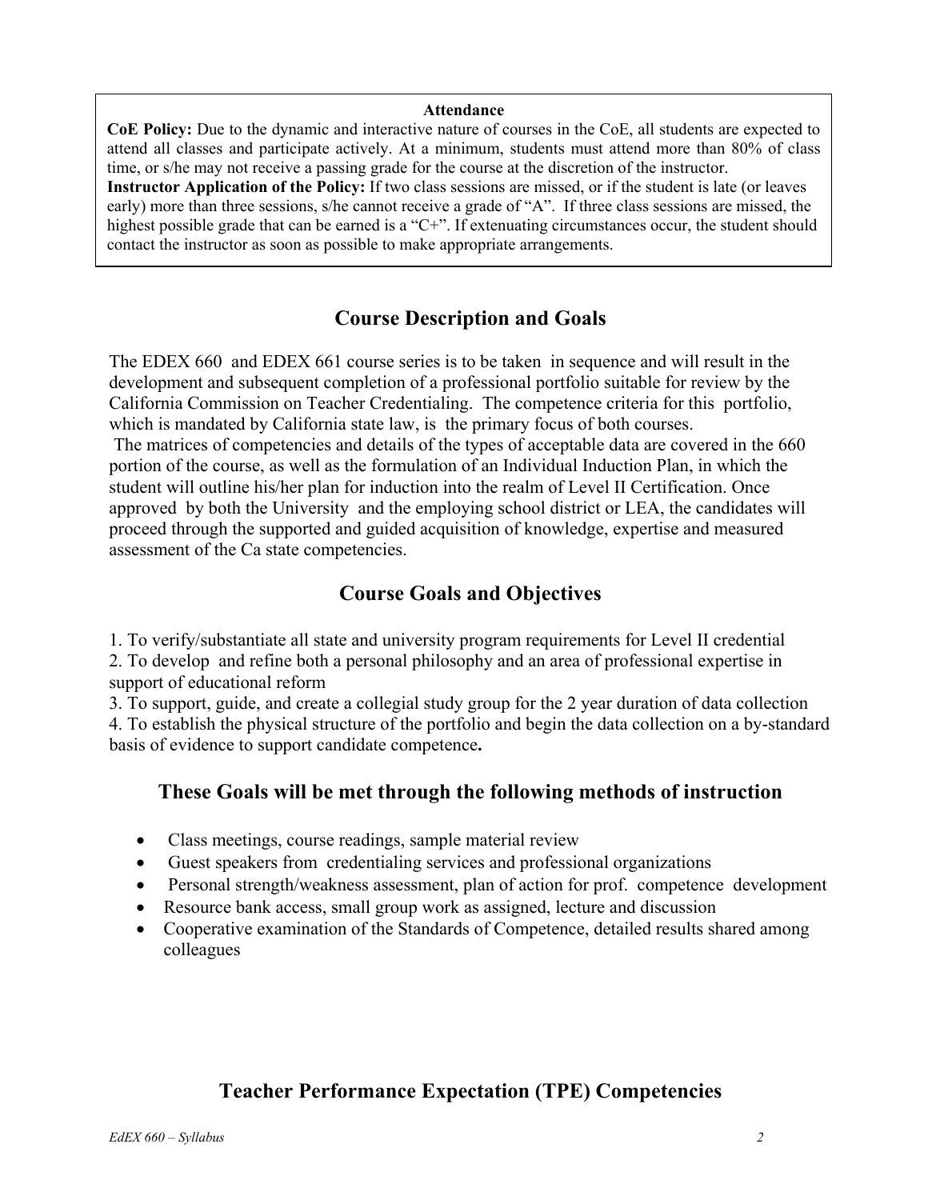**Attendance**

**CoE Policy:** Due to the dynamic and interactive nature of courses in the CoE, all students are expected to attend all classes and participate actively. At a minimum, students must attend more than 80% of class time, or s/he may not receive a passing grade for the course at the discretion of the instructor.
**Instructor Application of the Policy:** If two class sessions are missed, or if the student is late (or leaves early) more than three sessions, s/he cannot receive a grade of "A". If three class sessions are missed, the highest possible grade that can be earned is a "C+". If extenuating circumstances occur, the student should contact the instructor as soon as possible to make appropriate arrangements.

## Course Description and Goals

The EDEX 660 and EDEX 661 course series is to be taken in sequence and will result in the development and subsequent completion of a professional portfolio suitable for review by the California Commission on Teacher Credentialing. The competence criteria for this portfolio, which is mandated by California state law, is the primary focus of both courses.
The matrices of competencies and details of the types of acceptable data are covered in the 660 portion of the course, as well as the formulation of an Individual Induction Plan, in which the student will outline his/her plan for induction into the realm of Level II Certification. Once approved by both the University and the employing school district or LEA, the candidates will proceed through the supported and guided acquisition of knowledge, expertise and measured assessment of the Ca state competencies.

## Course Goals and Objectives

1. To verify/substantiate all state and university program requirements for Level II credential
2. To develop and refine both a personal philosophy and an area of professional expertise in support of educational reform
3. To support, guide, and create a collegial study group for the 2 year duration of data collection
4. To establish the physical structure of the portfolio and begin the data collection on a by-standard basis of evidence to support candidate competence**.**

## These Goals will be met through the following methods of instruction

- Class meetings, course readings, sample material review
- Guest speakers from credentialing services and professional organizations
- Personal strength/weakness assessment, plan of action for prof. competence development
- Resource bank access, small group work as assigned, lecture and discussion
- Cooperative examination of the Standards of Competence, detailed results shared among colleagues

## Teacher Performance Expectation (TPE) Competencies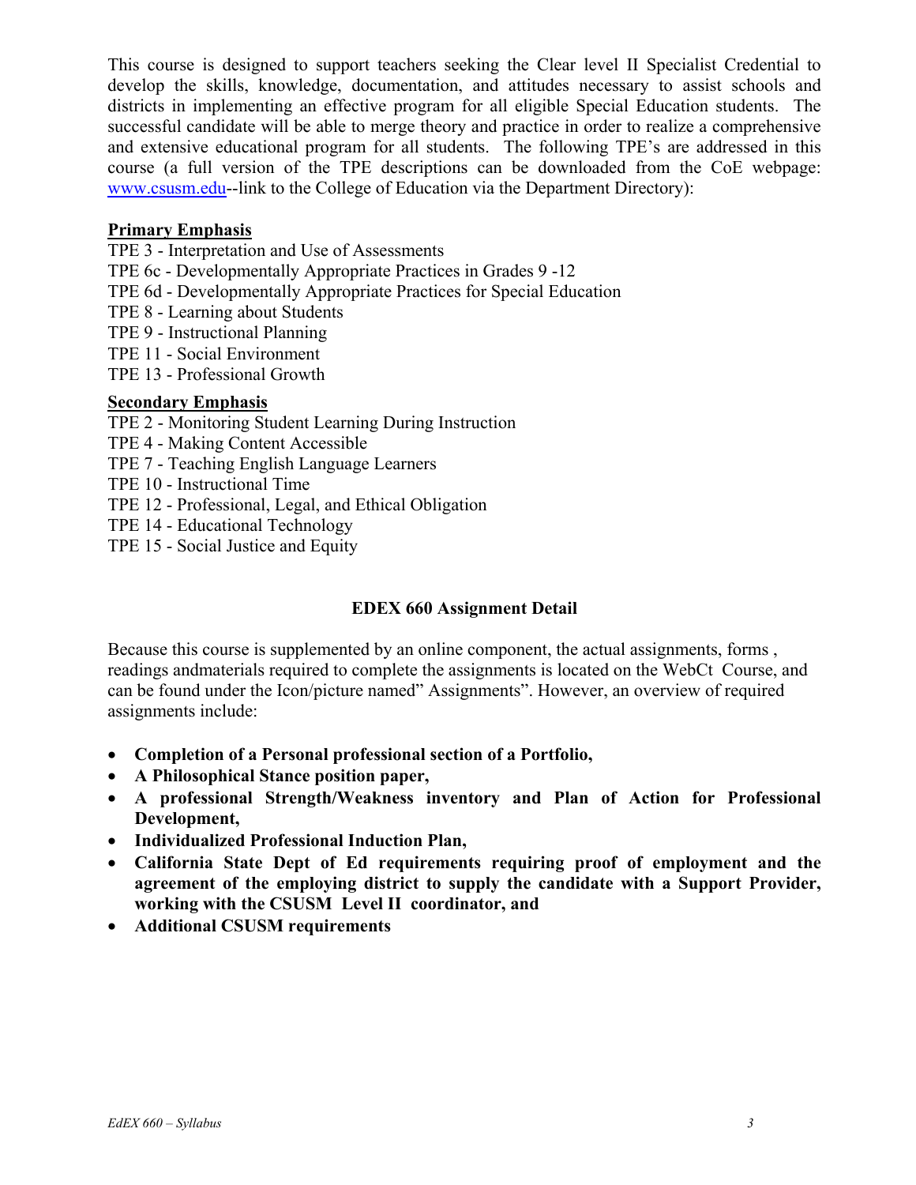This course is designed to support teachers seeking the Clear level II Specialist Credential to develop the skills, knowledge, documentation, and attitudes necessary to assist schools and districts in implementing an effective program for all eligible Special Education students. The successful candidate will be able to merge theory and practice in order to realize a comprehensive and extensive educational program for all students. The following TPE's are addressed in this course (a full version of the TPE descriptions can be downloaded from the CoE webpage: [www.csusm.edu](www.csusm.edu)--link to the College of Education via the Department Directory):

**Primary Emphasis**

TPE 3 - Interpretation and Use of Assessments
TPE 6c - Developmentally Appropriate Practices in Grades 9 -12
TPE 6d - Developmentally Appropriate Practices for Special Education
TPE 8 - Learning about Students
TPE 9 - Instructional Planning
TPE 11 - Social Environment
TPE 13 - Professional Growth

**Secondary Emphasis**

TPE 2 - Monitoring Student Learning During Instruction
TPE 4 - Making Content Accessible
TPE 7 - Teaching English Language Learners
TPE 10 - Instructional Time
TPE 12 - Professional, Legal, and Ethical Obligation
TPE 14 - Educational Technology
TPE 15 - Social Justice and Equity

## EDEX 660 Assignment Detail

Because this course is supplemented by an online component, the actual assignments, forms , readings andmaterials required to complete the assignments is located on the WebCt Course, and can be found under the Icon/picture named" Assignments". However, an overview of required assignments include:

- **Completion of a Personal professional section of a Portfolio,**
- **A Philosophical Stance position paper,**
- **A professional Strength/Weakness inventory and Plan of Action for Professional Development,**
- **Individualized Professional Induction Plan,**
- **California State Dept of Ed requirements requiring proof of employment and the agreement of the employing district to supply the candidate with a Support Provider, working with the CSUSM Level II coordinator, and**
- **Additional CSUSM requirements**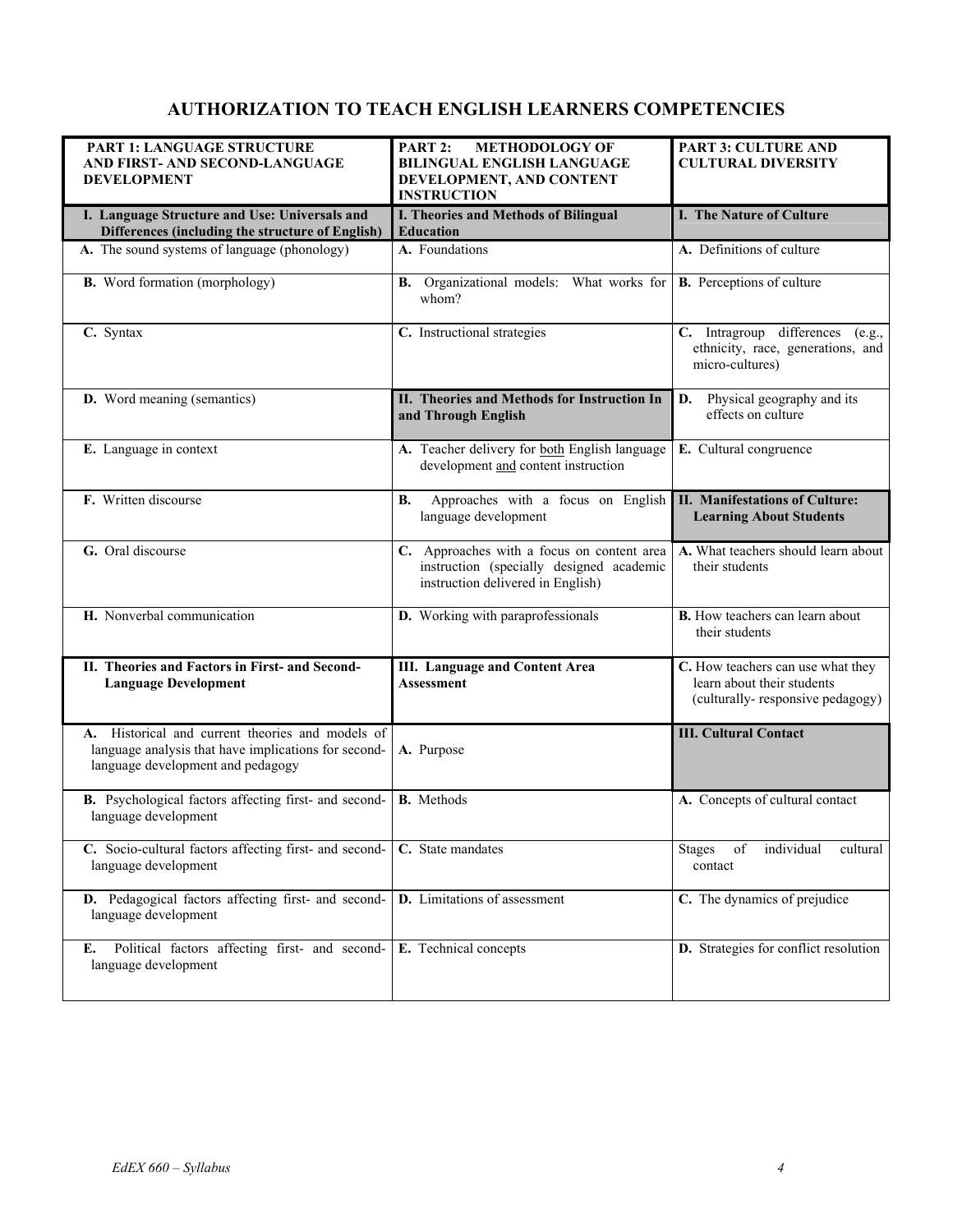## AUTHORIZATION TO TEACH ENGLISH LEARNERS COMPETENCIES

| **PART 1: LANGUAGE STRUCTURE AND FIRST- AND SECOND-LANGUAGE DEVELOPMENT** | **PART 2: METHODOLOGY OF BILINGUAL ENGLISH LANGUAGE DEVELOPMENT, AND CONTENT INSTRUCTION** | **PART 3: CULTURE AND CULTURAL DIVERSITY** |
|---|---|---|
| **I. Language Structure and Use: Universals and Differences (including the structure of English)** | **I. Theories and Methods of Bilingual Education** | **I. The Nature of Culture** |
| **A.** The sound systems of language (phonology) | **A.** Foundations | **A.** Definitions of culture |
| **B.** Word formation (morphology) | **B.** Organizational models: What works for whom? | **B.** Perceptions of culture |
| **C.** Syntax | **C.** Instructional strategies | **C.** Intragroup differences (e.g., ethnicity, race, generations, and micro-cultures) |
| **D.** Word meaning (semantics) | **II. Theories and Methods for Instruction In and Through English** | **D.** Physical geography and its effects on culture |
| **E.** Language in context | **A.** Teacher delivery for both English language development and content instruction | **E.** Cultural congruence |
| **F.** Written discourse | **B.** Approaches with a focus on English language development | **II. Manifestations of Culture: Learning About Students** |
| **G.** Oral discourse | **C.** Approaches with a focus on content area instruction (specially designed academic instruction delivered in English) | **A.** What teachers should learn about their students |
| **H.** Nonverbal communication | **D.** Working with paraprofessionals | **B.** How teachers can learn about their students |
| **II. Theories and Factors in First- and Second-Language Development** | **III. Language and Content Area Assessment** | **C.** How teachers can use what they learn about their students (culturally- responsive pedagogy) |
| **A.** Historical and current theories and models of language analysis that have implications for second-language development and pedagogy | **A.** Purpose | **III. Cultural Contact** |
| **B.** Psychological factors affecting first- and second-language development | **B.** Methods | **A.** Concepts of cultural contact |
| **C.** Socio-cultural factors affecting first- and second-language development | **C.** State mandates | Stages of individual cultural contact |
| **D.** Pedagogical factors affecting first- and second-language development | **D.** Limitations of assessment | **C.** The dynamics of prejudice |
| **E.** Political factors affecting first- and second-language development | **E.** Technical concepts | **D.** Strategies for conflict resolution |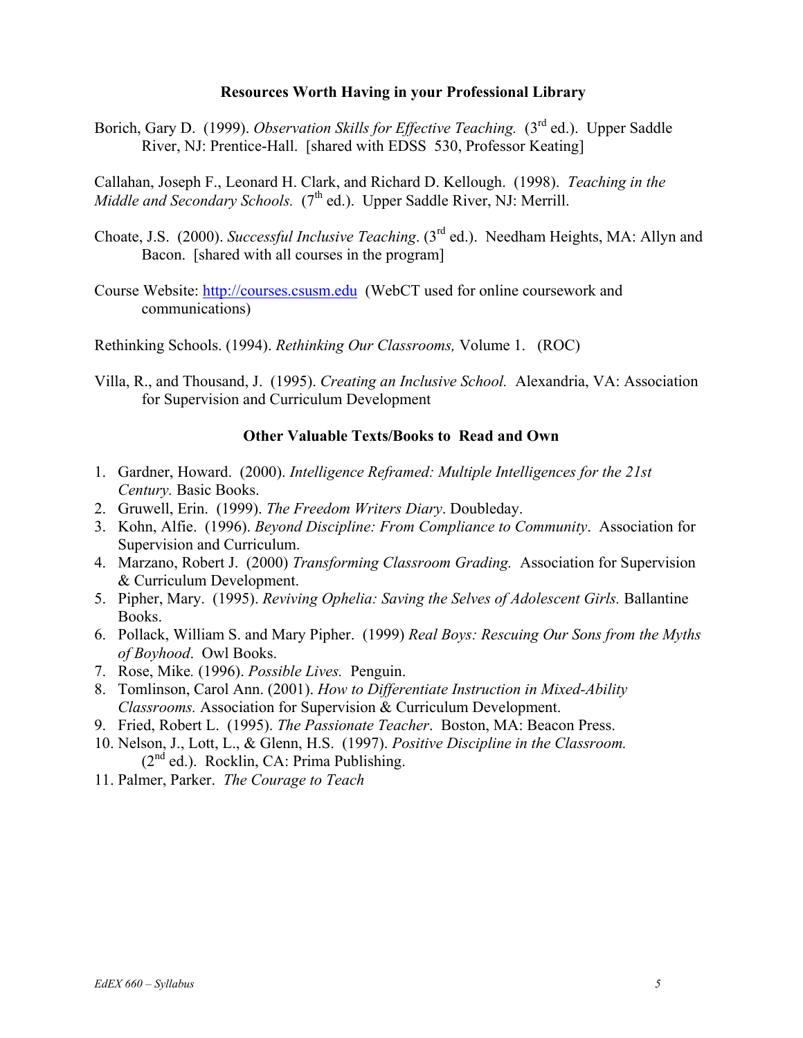### Resources Worth Having in your Professional Library

Borich, Gary D. (1999). *Observation Skills for Effective Teaching.* (3rd ed.). Upper Saddle River, NJ: Prentice-Hall. [shared with EDSS 530, Professor Keating]

Callahan, Joseph F., Leonard H. Clark, and Richard D. Kellough. (1998). *Teaching in the Middle and Secondary Schools.* (7th ed.). Upper Saddle River, NJ: Merrill.

Choate, J.S. (2000). *Successful Inclusive Teaching*. (3rd ed.). Needham Heights, MA: Allyn and Bacon. [shared with all courses in the program]

Course Website: http://courses.csusm.edu (WebCT used for online coursework and communications)

Rethinking Schools. (1994). *Rethinking Our Classrooms,* Volume 1. (ROC)

Villa, R., and Thousand, J. (1995). *Creating an Inclusive School.* Alexandria, VA: Association for Supervision and Curriculum Development

### Other Valuable Texts/Books to Read and Own

1. Gardner, Howard. (2000). *Intelligence Reframed: Multiple Intelligences for the 21st Century.* Basic Books.
2. Gruwell, Erin. (1999). *The Freedom Writers Diary*. Doubleday.
3. Kohn, Alfie. (1996). *Beyond Discipline: From Compliance to Community*. Association for Supervision and Curriculum.
4. Marzano, Robert J. (2000) *Transforming Classroom Grading.* Association for Supervision & Curriculum Development.
5. Pipher, Mary. (1995). *Reviving Ophelia: Saving the Selves of Adolescent Girls.* Ballantine Books.
6. Pollack, William S. and Mary Pipher. (1999) *Real Boys: Rescuing Our Sons from the Myths of Boyhood*. Owl Books.
7. Rose, Mike. (1996). *Possible Lives.* Penguin.
8. Tomlinson, Carol Ann. (2001). *How to Differentiate Instruction in Mixed-Ability Classrooms.* Association for Supervision & Curriculum Development.
9. Fried, Robert L. (1995). *The Passionate Teacher*. Boston, MA: Beacon Press.
10. Nelson, J., Lott, L., & Glenn, H.S. (1997). *Positive Discipline in the Classroom.* (2nd ed.). Rocklin, CA: Prima Publishing.
11. Palmer, Parker. *The Courage to Teach*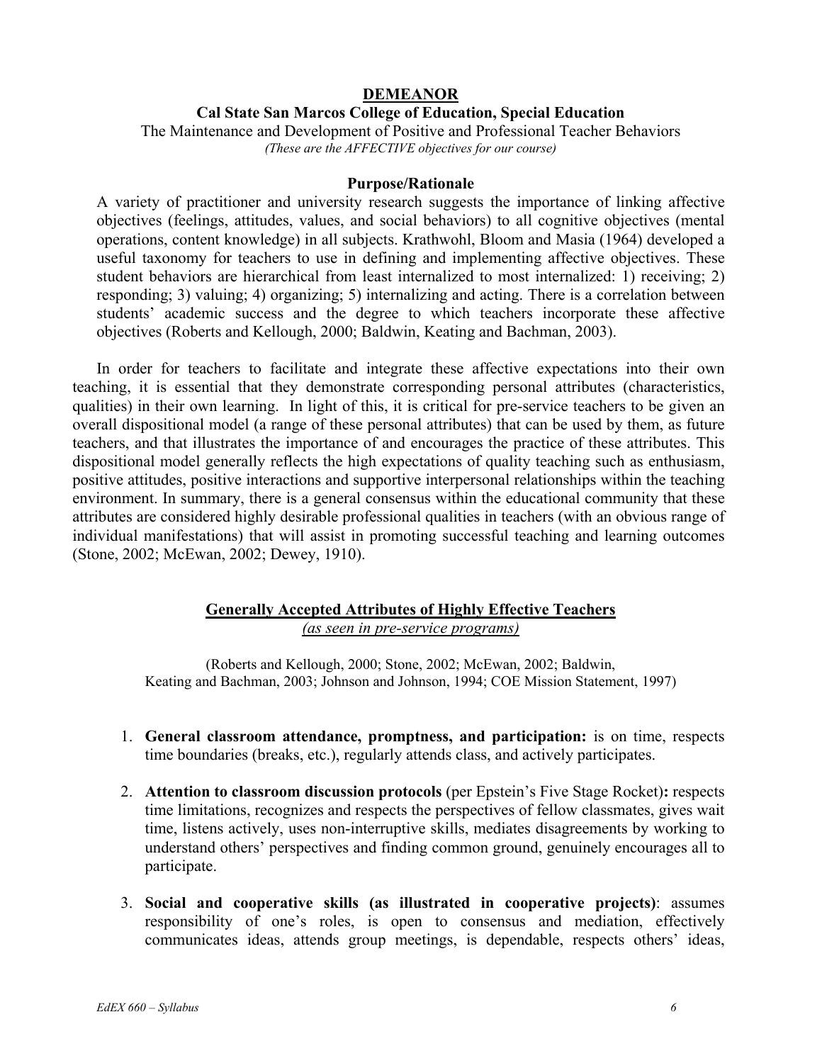**DEMEANOR**

**Cal State San Marcos College of Education, Special Education**

The Maintenance and Development of Positive and Professional Teacher Behaviors

*(These are the AFFECTIVE objectives for our course)*

**Purpose/Rationale**

A variety of practitioner and university research suggests the importance of linking affective objectives (feelings, attitudes, values, and social behaviors) to all cognitive objectives (mental operations, content knowledge) in all subjects. Krathwohl, Bloom and Masia (1964) developed a useful taxonomy for teachers to use in defining and implementing affective objectives. These student behaviors are hierarchical from least internalized to most internalized: 1) receiving; 2) responding; 3) valuing; 4) organizing; 5) internalizing and acting. There is a correlation between students' academic success and the degree to which teachers incorporate these affective objectives (Roberts and Kellough, 2000; Baldwin, Keating and Bachman, 2003).

In order for teachers to facilitate and integrate these affective expectations into their own teaching, it is essential that they demonstrate corresponding personal attributes (characteristics, qualities) in their own learning. In light of this, it is critical for pre-service teachers to be given an overall dispositional model (a range of these personal attributes) that can be used by them, as future teachers, and that illustrates the importance of and encourages the practice of these attributes. This dispositional model generally reflects the high expectations of quality teaching such as enthusiasm, positive attitudes, positive interactions and supportive interpersonal relationships within the teaching environment. In summary, there is a general consensus within the educational community that these attributes are considered highly desirable professional qualities in teachers (with an obvious range of individual manifestations) that will assist in promoting successful teaching and learning outcomes (Stone, 2002; McEwan, 2002; Dewey, 1910).

**Generally Accepted Attributes of Highly Effective Teachers**

*(as seen in pre-service programs)*

(Roberts and Kellough, 2000; Stone, 2002; McEwan, 2002; Baldwin, Keating and Bachman, 2003; Johnson and Johnson, 1994; COE Mission Statement, 1997)

1. **General classroom attendance, promptness, and participation:** is on time, respects time boundaries (breaks, etc.), regularly attends class, and actively participates.
2. **Attention to classroom discussion protocols** (per Epstein's Five Stage Rocket)**:** respects time limitations, recognizes and respects the perspectives of fellow classmates, gives wait time, listens actively, uses non-interruptive skills, mediates disagreements by working to understand others' perspectives and finding common ground, genuinely encourages all to participate.
3. **Social and cooperative skills (as illustrated in cooperative projects)**: assumes responsibility of one's roles, is open to consensus and mediation, effectively communicates ideas, attends group meetings, is dependable, respects others' ideas,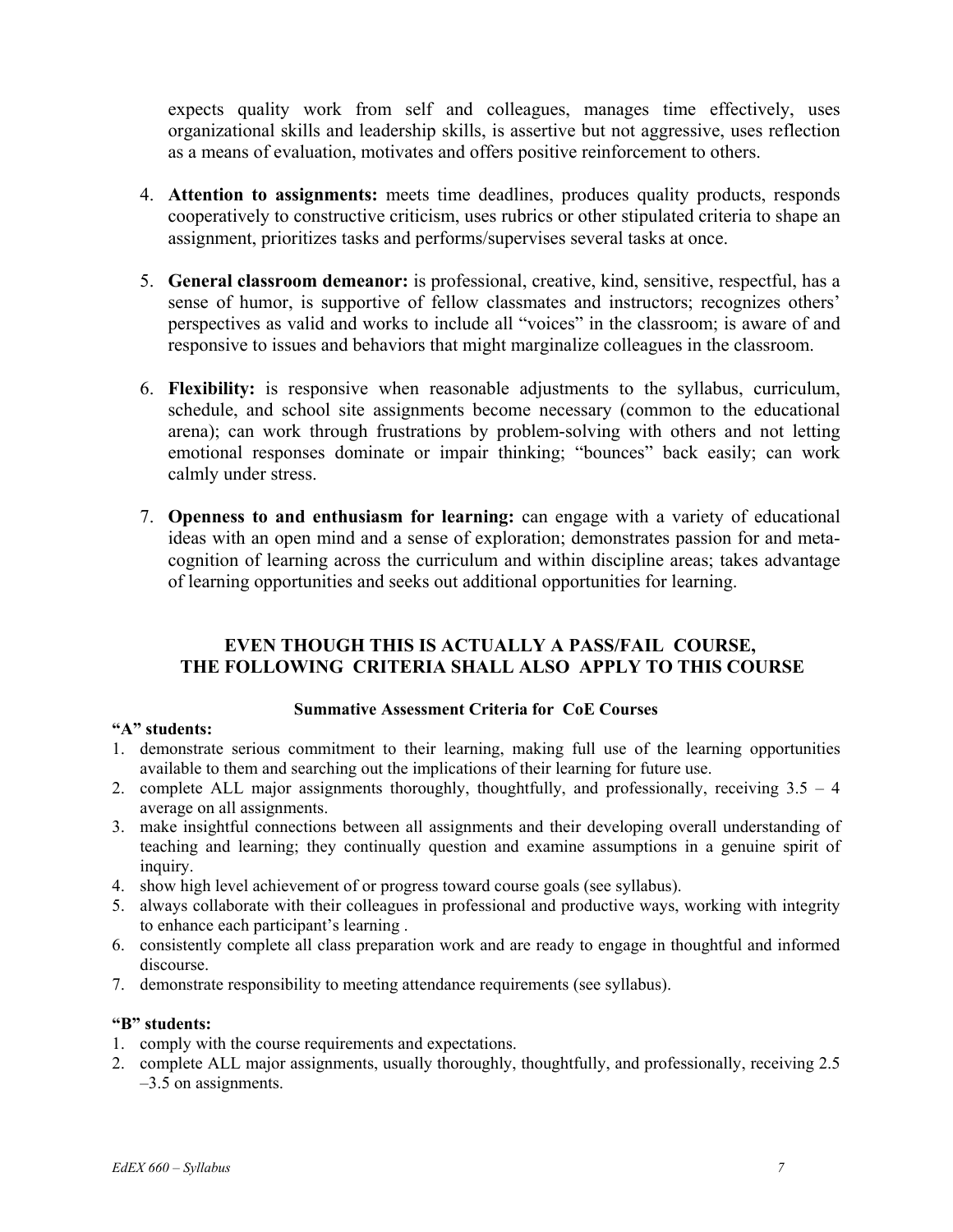expects quality work from self and colleagues, manages time effectively, uses organizational skills and leadership skills, is assertive but not aggressive, uses reflection as a means of evaluation, motivates and offers positive reinforcement to others.

4. **Attention to assignments:** meets time deadlines, produces quality products, responds cooperatively to constructive criticism, uses rubrics or other stipulated criteria to shape an assignment, prioritizes tasks and performs/supervises several tasks at once.

5. **General classroom demeanor:** is professional, creative, kind, sensitive, respectful, has a sense of humor, is supportive of fellow classmates and instructors; recognizes others' perspectives as valid and works to include all "voices" in the classroom; is aware of and responsive to issues and behaviors that might marginalize colleagues in the classroom.

6. **Flexibility:** is responsive when reasonable adjustments to the syllabus, curriculum, schedule, and school site assignments become necessary (common to the educational arena); can work through frustrations by problem-solving with others and not letting emotional responses dominate or impair thinking; "bounces" back easily; can work calmly under stress.

7. **Openness to and enthusiasm for learning:** can engage with a variety of educational ideas with an open mind and a sense of exploration; demonstrates passion for and meta-cognition of learning across the curriculum and within discipline areas; takes advantage of learning opportunities and seeks out additional opportunities for learning.

## EVEN THOUGH THIS IS ACTUALLY A PASS/FAIL COURSE, THE FOLLOWING CRITERIA SHALL ALSO APPLY TO THIS COURSE

### Summative Assessment Criteria for CoE Courses

**"A" students:**

1. demonstrate serious commitment to their learning, making full use of the learning opportunities available to them and searching out the implications of their learning for future use.
2. complete ALL major assignments thoroughly, thoughtfully, and professionally, receiving 3.5 – 4 average on all assignments.
3. make insightful connections between all assignments and their developing overall understanding of teaching and learning; they continually question and examine assumptions in a genuine spirit of inquiry.
4. show high level achievement of or progress toward course goals (see syllabus).
5. always collaborate with their colleagues in professional and productive ways, working with integrity to enhance each participant's learning .
6. consistently complete all class preparation work and are ready to engage in thoughtful and informed discourse.
7. demonstrate responsibility to meeting attendance requirements (see syllabus).

**"B" students:**

1. comply with the course requirements and expectations.
2. complete ALL major assignments, usually thoroughly, thoughtfully, and professionally, receiving 2.5 –3.5 on assignments.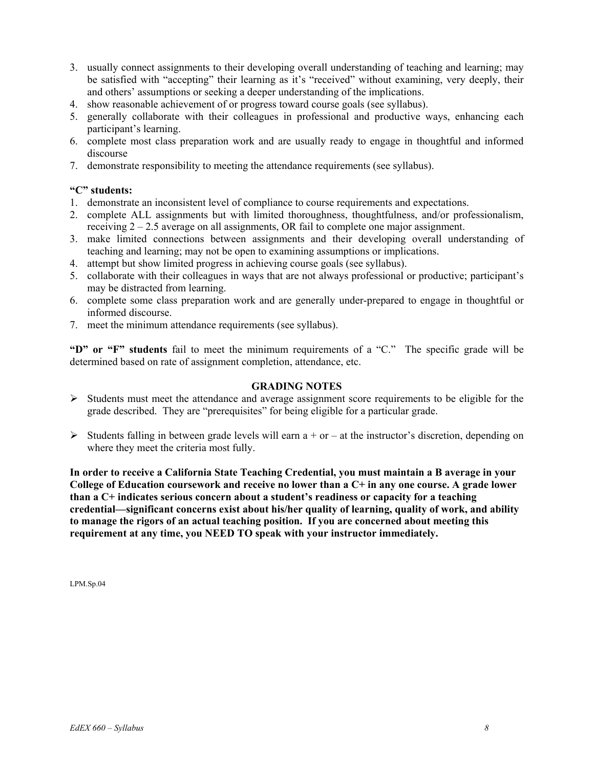3. usually connect assignments to their developing overall understanding of teaching and learning; may be satisfied with "accepting" their learning as it's "received" without examining, very deeply, their and others' assumptions or seeking a deeper understanding of the implications.
4. show reasonable achievement of or progress toward course goals (see syllabus).
5. generally collaborate with their colleagues in professional and productive ways, enhancing each participant's learning.
6. complete most class preparation work and are usually ready to engage in thoughtful and informed discourse
7. demonstrate responsibility to meeting the attendance requirements (see syllabus).

**"C" students:**

1. demonstrate an inconsistent level of compliance to course requirements and expectations.
2. complete ALL assignments but with limited thoroughness, thoughtfulness, and/or professionalism, receiving 2 – 2.5 average on all assignments, OR fail to complete one major assignment.
3. make limited connections between assignments and their developing overall understanding of teaching and learning; may not be open to examining assumptions or implications.
4. attempt but show limited progress in achieving course goals (see syllabus).
5. collaborate with their colleagues in ways that are not always professional or productive; participant's may be distracted from learning.
6. complete some class preparation work and are generally under-prepared to engage in thoughtful or informed discourse.
7. meet the minimum attendance requirements (see syllabus).

**"D" or "F" students** fail to meet the minimum requirements of a "C." The specific grade will be determined based on rate of assignment completion, attendance, etc.

**GRADING NOTES**

- Students must meet the attendance and average assignment score requirements to be eligible for the grade described. They are "prerequisites" for being eligible for a particular grade.

- Students falling in between grade levels will earn a + or – at the instructor's discretion, depending on where they meet the criteria most fully.

**In order to receive a California State Teaching Credential, you must maintain a B average in your College of Education coursework and receive no lower than a C+ in any one course. A grade lower than a C+ indicates serious concern about a student's readiness or capacity for a teaching credential—significant concerns exist about his/her quality of learning, quality of work, and ability to manage the rigors of an actual teaching position. If you are concerned about meeting this requirement at any time, you NEED TO speak with your instructor immediately.**

LPM.Sp.04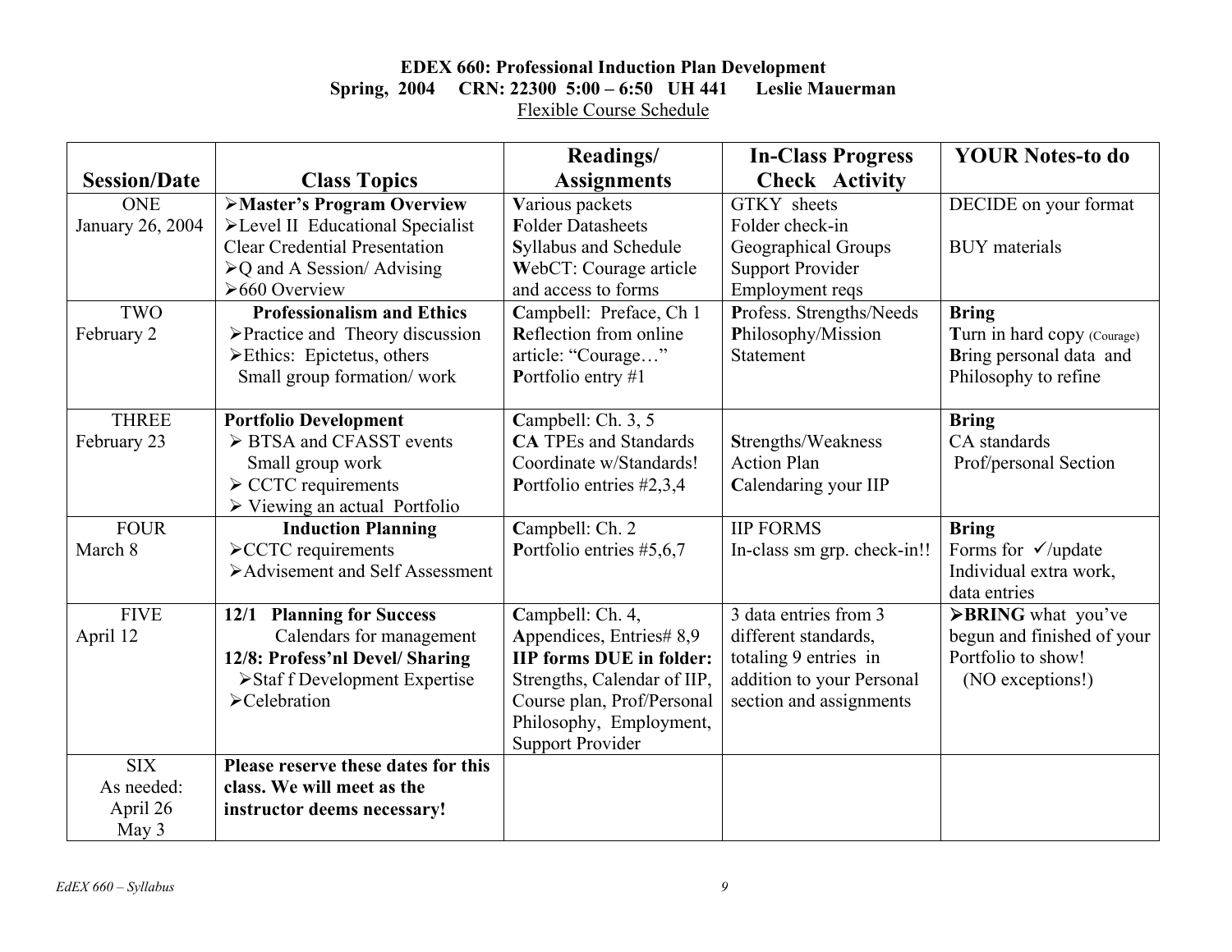**EDEX 660: Professional Induction Plan Development**
**Spring, 2004 CRN: 22300 5:00 – 6:50 UH 441 Leslie Mauerman**
Flexible Course Schedule

| Session/Date | Class Topics | Readings/ Assignments | In-Class Progress Check Activity | YOUR Notes-to do |
|---|---|---|---|---|
| ONE<br>January 26, 2004 | ➢**Master's Program Overview**<br>➢Level II Educational Specialist Clear Credential Presentation<br>➢Q and A Session/ Advising<br>➢660 Overview | **V**arious packets<br>**F**older Datasheets<br>**S**yllabus and Schedule<br>**W**ebCT: Courage article and access to forms | GTKY sheets<br>Folder check-in<br>Geographical Groups<br>Support Provider<br>Employment reqs | DECIDE on your format<br><br>BUY materials |
| TWO<br>February 2 | **Professionalism and Ethics**<br>➢Practice and Theory discussion<br>➢Ethics: Epictetus, others<br>Small group formation/ work | **C**ampbell: Preface, Ch 1<br>**R**eflection from online article: "Courage…"<br>**P**ortfolio entry #1 | **P**rofess. Strengths/Needs<br>**P**hilosophy/Mission Statement | **Bring**<br>**T**urn in hard copy (Courage)<br>**B**ring personal data and Philosophy to refine |
| THREE<br>February 23 | **Portfolio Development**<br>➢ BTSA and CFASST events Small group work<br>➢ CCTC requirements<br>➢ Viewing an actual Portfolio | **C**ampbell: Ch. 3, 5<br>**CA** TPEs and Standards<br>Coordinate w/Standards!<br>**P**ortfolio entries #2,3,4 | **S**trengths/Weakness<br>Action Plan<br>**C**alendaring your IIP | **Bring**<br>CA standards<br>Prof/personal Section |
| FOUR<br>March 8 | **Induction Planning**<br>➢CCTC requirements<br>➢Advisement and Self Assessment | **C**ampbell: Ch. 2<br>**P**ortfolio entries #5,6,7 | IIP FORMS<br>In-class sm grp. check-in!! | **Bring**<br>Forms for ✓/update<br>Individual extra work, data entries |
| FIVE<br>April 12 | **12/1 Planning for Success**<br>Calendars for management<br>**12/8: Profess'nl Devel/ Sharing**<br>➢Staf f Development Expertise<br>➢Celebration | **C**ampbell: Ch. 4,<br>**A**ppendices, Entries# 8,9<br>**IIP forms DUE in folder:** Strengths, Calendar of IIP, Course plan, Prof/Personal Philosophy, Employment, Support Provider | 3 data entries from 3 different standards, totaling 9 entries in addition to your Personal section and assignments | ➢**BRING** what you've begun and finished of your Portfolio to show!<br>(NO exceptions!) |
| SIX<br>As needed:<br>April 26<br>May 3 | **Please reserve these dates for this class. We will meet as the instructor deems necessary!** | | | |